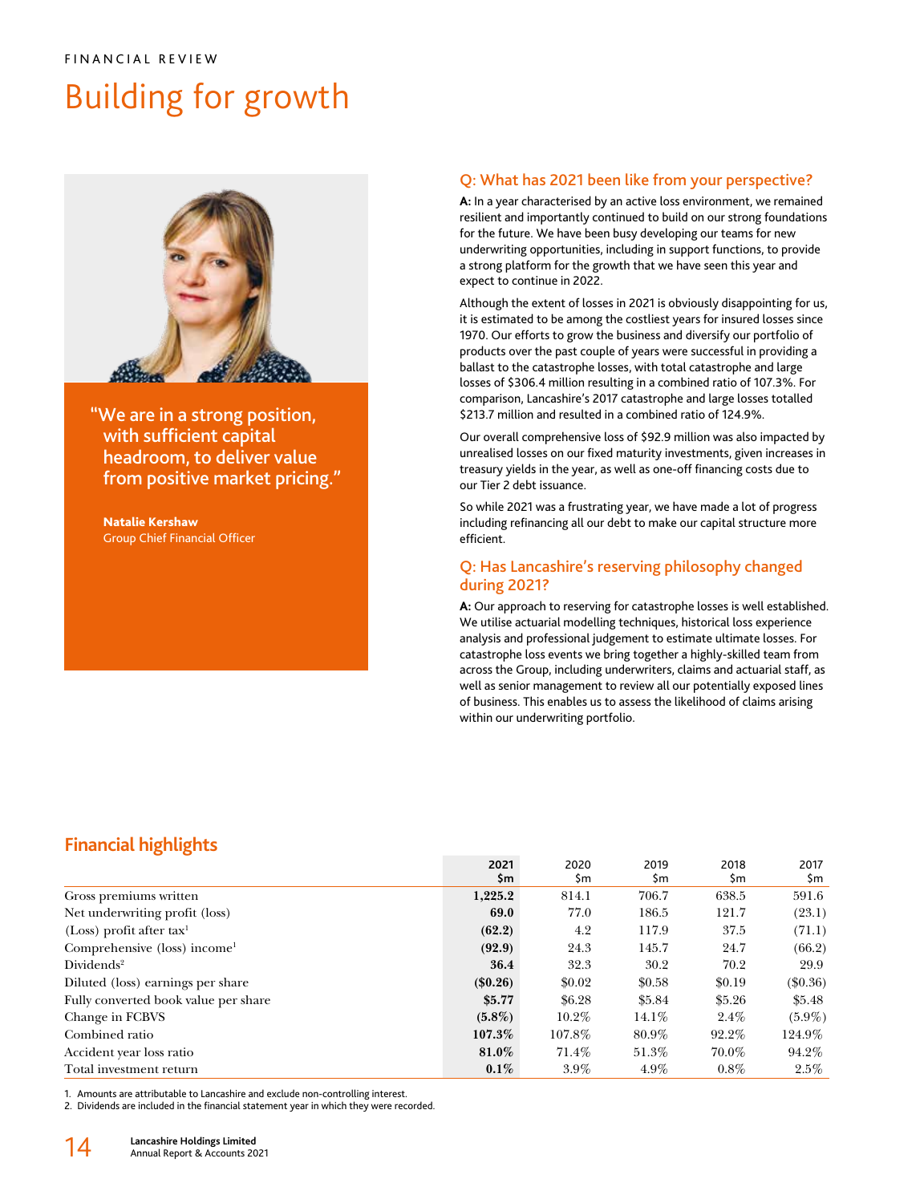FINANCIAL REVIEW

# Building for growth

"We are in a strong position, with sufficient capital headroom, to deliver value from positive market pricing."

**Natalie Kershaw**
Group Chief Financial Officer

## Q: What has 2021 been like from your perspective?

**A:** In a year characterised by an active loss environment, we remained resilient and importantly continued to build on our strong foundations for the future. We have been busy developing our teams for new underwriting opportunities, including in support functions, to provide a strong platform for the growth that we have seen this year and expect to continue in 2022.

Although the extent of losses in 2021 is obviously disappointing for us, it is estimated to be among the costliest years for insured losses since 1970. Our efforts to grow the business and diversify our portfolio of products over the past couple of years were successful in providing a ballast to the catastrophe losses, with total catastrophe and large losses of $306.4 million resulting in a combined ratio of 107.3%. For comparison, Lancashire's 2017 catastrophe and large losses totalled $213.7 million and resulted in a combined ratio of 124.9%.

Our overall comprehensive loss of $92.9 million was also impacted by unrealised losses on our fixed maturity investments, given increases in treasury yields in the year, as well as one-off financing costs due to our Tier 2 debt issuance.

So while 2021 was a frustrating year, we have made a lot of progress including refinancing all our debt to make our capital structure more efficient.

## Q: Has Lancashire's reserving philosophy changed during 2021?

**A:** Our approach to reserving for catastrophe losses is well established. We utilise actuarial modelling techniques, historical loss experience analysis and professional judgement to estimate ultimate losses. For catastrophe loss events we bring together a highly-skilled team from across the Group, including underwriters, claims and actuarial staff, as well as senior management to review all our potentially exposed lines of business. This enables us to assess the likelihood of claims arising within our underwriting portfolio.

## Financial highlights

| | 2021 $m | 2020 $m | 2019 $m | 2018 $m | 2017 $m |
|---|---|---|---|---|---|
| Gross premiums written | **1,225.2** | 814.1 | 706.7 | 638.5 | 591.6 |
| Net underwriting profit (loss) | **69.0** | 77.0 | 186.5 | 121.7 | (23.1) |
| (Loss) profit after tax[1] | **(62.2)** | 4.2 | 117.9 | 37.5 | (71.1) |
| Comprehensive (loss) income[1] | **(92.9)** | 24.3 | 145.7 | 24.7 | (66.2) |
| Dividends[2] | **36.4** | 32.3 | 30.2 | 70.2 | 29.9 |
| Diluted (loss) earnings per share | **($0.26)** | $0.02 | $0.58 | $0.19 | ($0.36) |
| Fully converted book value per share | **$5.77** | $6.28 | $5.84 | $5.26 | $5.48 |
| Change in FCBVS | **(5.8%)** | 10.2% | 14.1% | 2.4% | (5.9%) |
| Combined ratio | **107.3%** | 107.8% | 80.9% | 92.2% | 124.9% |
| Accident year loss ratio | **81.0%** | 71.4% | 51.3% | 70.0% | 94.2% |
| Total investment return | **0.1%** | 3.9% | 4.9% | 0.8% | 2.5% |

1. Amounts are attributable to Lancashire and exclude non-controlling interest.
2. Dividends are included in the financial statement year in which they were recorded.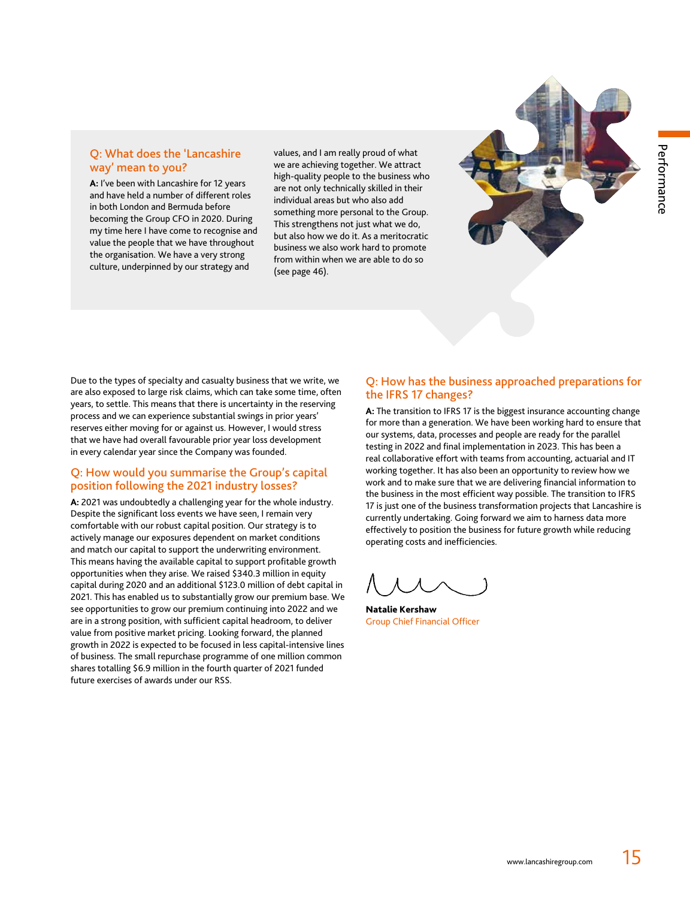## Q: What does the 'Lancashire way' mean to you?

**A:** I've been with Lancashire for 12 years and have held a number of different roles in both London and Bermuda before becoming the Group CFO in 2020. During my time here I have come to recognise and value the people that we have throughout the organisation. We have a very strong culture, underpinned by our strategy and values, and I am really proud of what we are achieving together. We attract high-quality people to the business who are not only technically skilled in their individual areas but who also add something more personal to the Group. This strengthens not just what we do, but also how we do it. As a meritocratic business we also work hard to promote from within when we are able to do so (see page 46).

Due to the types of specialty and casualty business that we write, we are also exposed to large risk claims, which can take some time, often years, to settle. This means that there is uncertainty in the reserving process and we can experience substantial swings in prior years' reserves either moving for or against us. However, I would stress that we have had overall favourable prior year loss development in every calendar year since the Company was founded.

## Q: How would you summarise the Group's capital position following the 2021 industry losses?

**A:** 2021 was undoubtedly a challenging year for the whole industry. Despite the significant loss events we have seen, I remain very comfortable with our robust capital position. Our strategy is to actively manage our exposures dependent on market conditions and match our capital to support the underwriting environment. This means having the available capital to support profitable growth opportunities when they arise. We raised $340.3 million in equity capital during 2020 and an additional $123.0 million of debt capital in 2021. This has enabled us to substantially grow our premium base. We see opportunities to grow our premium continuing into 2022 and we are in a strong position, with sufficient capital headroom, to deliver value from positive market pricing. Looking forward, the planned growth in 2022 is expected to be focused in less capital-intensive lines of business. The small repurchase programme of one million common shares totalling $6.9 million in the fourth quarter of 2021 funded future exercises of awards under our RSS.

## Q: How has the business approached preparations for the IFRS 17 changes?

**A:** The transition to IFRS 17 is the biggest insurance accounting change for more than a generation. We have been working hard to ensure that our systems, data, processes and people are ready for the parallel testing in 2022 and final implementation in 2023. This has been a real collaborative effort with teams from accounting, actuarial and IT working together. It has also been an opportunity to review how we work and to make sure that we are delivering financial information to the business in the most efficient way possible. The transition to IFRS 17 is just one of the business transformation projects that Lancashire is currently undertaking. Going forward we aim to harness data more effectively to position the business for future growth while reducing operating costs and inefficiencies.

**Natalie Kershaw**
Group Chief Financial Officer